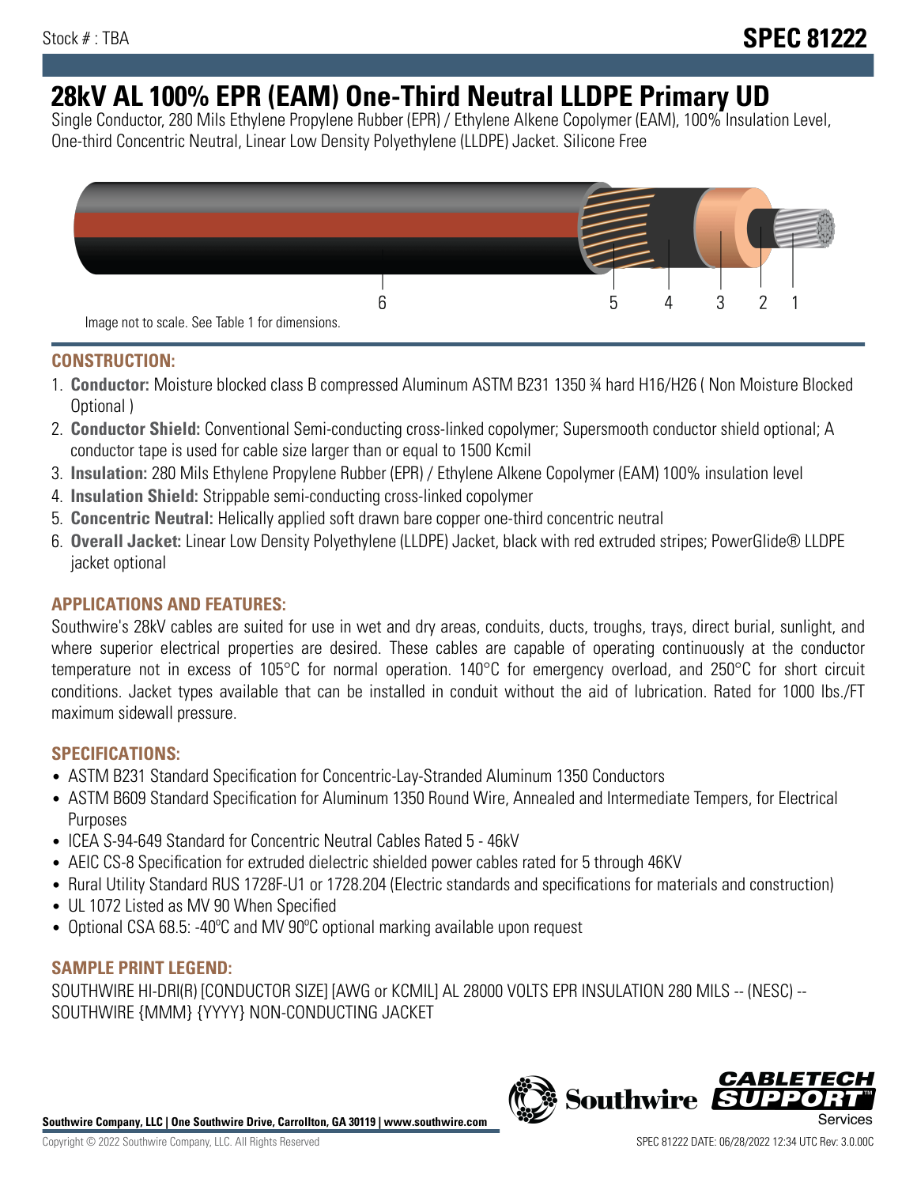Stock # : TBA

# SPEC 81222

# 28kV AL 100% EPR (EAM) One-Third Neutral LLDPE Primary UD

Single Conductor, 280 Mils Ethylene Propylene Rubber (EPR) / Ethylene Alkene Copolymer (EAM), 100% Insulation Level, One-third Concentric Neutral, Linear Low Density Polyethylene (LLDPE) Jacket. Silicone Free

6 5 4 3 2 1

Image not to scale. See Table 1 for dimensions.

## CONSTRUCTION:

1. **Conductor:** Moisture blocked class B compressed Aluminum ASTM B231 1350 ¾ hard H16/H26 ( Non Moisture Blocked Optional )
2. **Conductor Shield:** Conventional Semi-conducting cross-linked copolymer; Supersmooth conductor shield optional; A conductor tape is used for cable size larger than or equal to 1500 Kcmil
3. **Insulation:** 280 Mils Ethylene Propylene Rubber (EPR) / Ethylene Alkene Copolymer (EAM) 100% insulation level
4. **Insulation Shield:** Strippable semi-conducting cross-linked copolymer
5. **Concentric Neutral:** Helically applied soft drawn bare copper one-third concentric neutral
6. **Overall Jacket:** Linear Low Density Polyethylene (LLDPE) Jacket, black with red extruded stripes; PowerGlide® LLDPE jacket optional

## APPLICATIONS AND FEATURES:

Southwire's 28kV cables are suited for use in wet and dry areas, conduits, ducts, troughs, trays, direct burial, sunlight, and where superior electrical properties are desired. These cables are capable of operating continuously at the conductor temperature not in excess of 105°C for normal operation. 140°C for emergency overload, and 250°C for short circuit conditions. Jacket types available that can be installed in conduit without the aid of lubrication. Rated for 1000 lbs./FT maximum sidewall pressure.

## SPECIFICATIONS:

- ASTM B231 Standard Specification for Concentric-Lay-Stranded Aluminum 1350 Conductors
- ASTM B609 Standard Specification for Aluminum 1350 Round Wire, Annealed and Intermediate Tempers, for Electrical Purposes
- ICEA S-94-649 Standard for Concentric Neutral Cables Rated 5 - 46kV
- AEIC CS-8 Specification for extruded dielectric shielded power cables rated for 5 through 46KV
- Rural Utility Standard RUS 1728F-U1 or 1728.204 (Electric standards and specifications for materials and construction)
- UL 1072 Listed as MV 90 When Specified
- Optional CSA 68.5: -40ºC and MV 90ºC optional marking available upon request

## SAMPLE PRINT LEGEND:

SOUTHWIRE HI-DRI(R) [CONDUCTOR SIZE] [AWG or KCMIL] AL 28000 VOLTS EPR INSULATION 280 MILS -- (NESC) -- SOUTHWIRE {MMM} {YYYY} NON-CONDUCTING JACKET

**Southwire Company, LLC | One Southwire Drive, Carrollton, GA 30119 | www.southwire.com**

Copyright © 2022 Southwire Company, LLC. All Rights Reserved

SPEC 81222 DATE: 06/28/2022 12:34 UTC Rev: 3.0.00C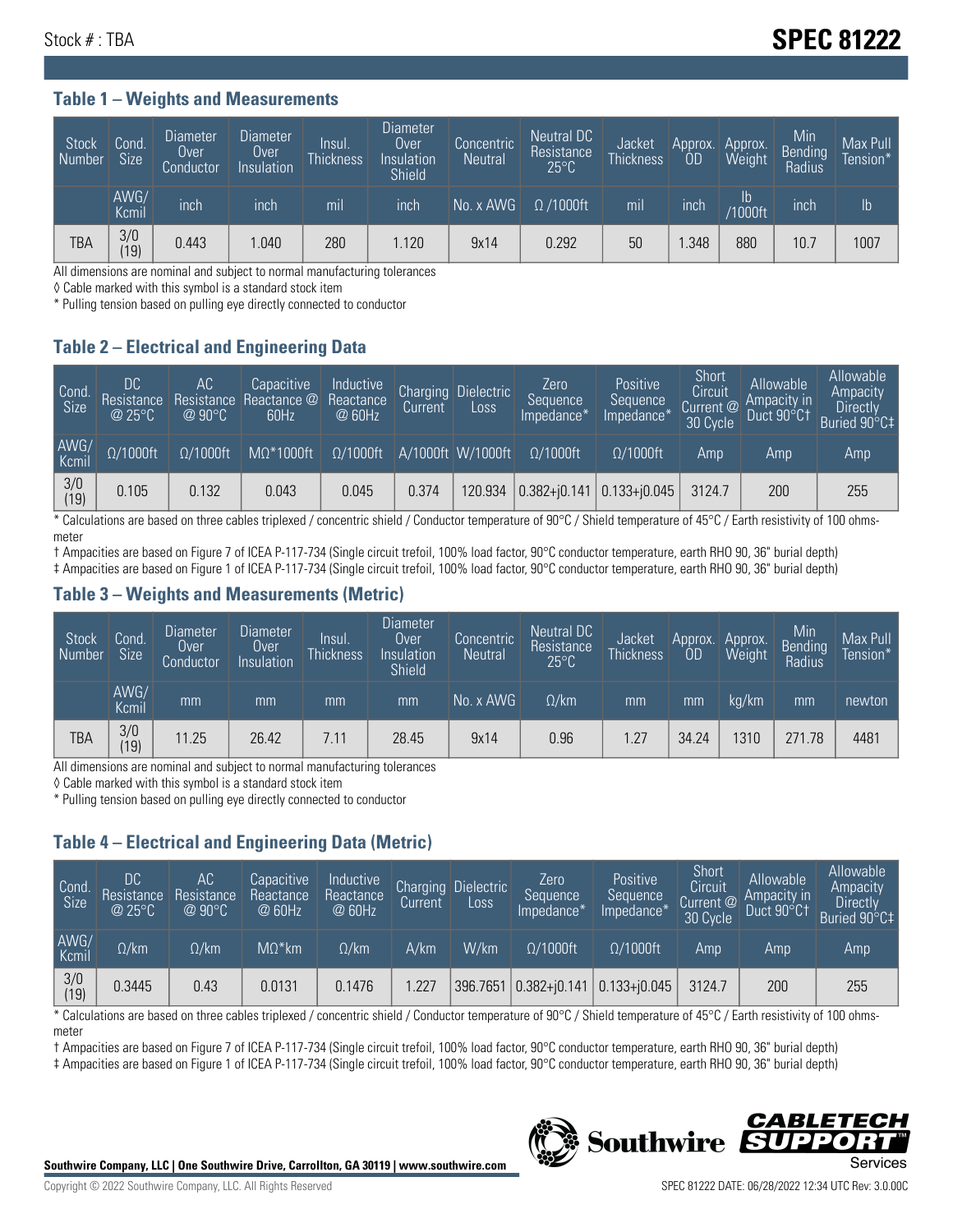Stock # : TBA

# SPEC 81222

### Table 1 – Weights and Measurements

| Stock Number | Cond. Size | Diameter Over Conductor | Diameter Over Insulation | Insul. Thickness | Diameter Over Insulation Shield | Concentric Neutral | Neutral DC Resistance 25°C | Jacket Thickness | Approx. OD | Approx. Weight | Min Bending Radius | Max Pull Tension* |
|---|---|---|---|---|---|---|---|---|---|---|---|---|
| | AWG/ Kcmil | inch | inch | mil | inch | No. x AWG | Ω /1000ft | mil | inch | lb /1000ft | inch | lb |
| TBA | 3/0 (19) | 0.443 | 1.040 | 280 | 1.120 | 9x14 | 0.292 | 50 | 1.348 | 880 | 10.7 | 1007 |

All dimensions are nominal and subject to normal manufacturing tolerances

◊ Cable marked with this symbol is a standard stock item

* Pulling tension based on pulling eye directly connected to conductor

### Table 2 – Electrical and Engineering Data

| Cond. Size | DC Resistance @ 25°C | AC Resistance @ 90°C | Capacitive Reactance @ 60Hz | Inductive Reactance @ 60Hz | Charging Current | Dielectric Loss | Zero Sequence Impedance* | Positive Sequence Impedance* | Short Circuit Current @ 30 Cycle | Allowable Ampacity in Duct 90°C† | Allowable Ampacity Directly Buried 90°C‡ |
|---|---|---|---|---|---|---|---|---|---|---|---|
| AWG/ Kcmil | Ω/1000ft | Ω/1000ft | MΩ*1000ft | Ω/1000ft | A/1000ft | W/1000ft | Ω/1000ft | Ω/1000ft | Amp | Amp | Amp |
| 3/0 (19) | 0.105 | 0.132 | 0.043 | 0.045 | 0.374 | 120.934 | 0.382+j0.141 | 0.133+j0.045 | 3124.7 | 200 | 255 |

* Calculations are based on three cables triplexed / concentric shield / Conductor temperature of 90°C / Shield temperature of 45°C / Earth resistivity of 100 ohms-meter

† Ampacities are based on Figure 7 of ICEA P-117-734 (Single circuit trefoil, 100% load factor, 90°C conductor temperature, earth RHO 90, 36" burial depth)

‡ Ampacities are based on Figure 1 of ICEA P-117-734 (Single circuit trefoil, 100% load factor, 90°C conductor temperature, earth RHO 90, 36" burial depth)

### Table 3 – Weights and Measurements (Metric)

| Stock Number | Cond. Size | Diameter Over Conductor | Diameter Over Insulation | Insul. Thickness | Diameter Over Insulation Shield | Concentric Neutral | Neutral DC Resistance 25°C | Jacket Thickness | Approx. OD | Approx. Weight | Min Bending Radius | Max Pull Tension* |
|---|---|---|---|---|---|---|---|---|---|---|---|---|
| | AWG/ Kcmil | mm | mm | mm | mm | No. x AWG | Ω/km | mm | mm | kg/km | mm | newton |
| TBA | 3/0 (19) | 11.25 | 26.42 | 7.11 | 28.45 | 9x14 | 0.96 | 1.27 | 34.24 | 1310 | 271.78 | 4481 |

All dimensions are nominal and subject to normal manufacturing tolerances

◊ Cable marked with this symbol is a standard stock item

* Pulling tension based on pulling eye directly connected to conductor

### Table 4 – Electrical and Engineering Data (Metric)

| Cond. Size | DC Resistance @ 25°C | AC Resistance @ 90°C | Capacitive Reactance @ 60Hz | Inductive Reactance @ 60Hz | Charging Current | Dielectric Loss | Zero Sequence Impedance* | Positive Sequence Impedance* | Short Circuit Current @ 30 Cycle | Allowable Ampacity in Duct 90°C† | Allowable Ampacity Directly Buried 90°C‡ |
|---|---|---|---|---|---|---|---|---|---|---|---|
| AWG/ Kcmil | Ω/km | Ω/km | MΩ*km | Ω/km | A/km | W/km | Ω/1000ft | Ω/1000ft | Amp | Amp | Amp |
| 3/0 (19) | 0.3445 | 0.43 | 0.0131 | 0.1476 | 1.227 | 396.7651 | 0.382+j0.141 | 0.133+j0.045 | 3124.7 | 200 | 255 |

* Calculations are based on three cables triplexed / concentric shield / Conductor temperature of 90°C / Shield temperature of 45°C / Earth resistivity of 100 ohms-meter

† Ampacities are based on Figure 7 of ICEA P-117-734 (Single circuit trefoil, 100% load factor, 90°C conductor temperature, earth RHO 90, 36" burial depth)

‡ Ampacities are based on Figure 1 of ICEA P-117-734 (Single circuit trefoil, 100% load factor, 90°C conductor temperature, earth RHO 90, 36" burial depth)

**Southwire Company, LLC | One Southwire Drive, Carrollton, GA 30119 | www.southwire.com**

Copyright © 2022 Southwire Company, LLC. All Rights Reserved

SPEC 81222 DATE: 06/28/2022 12:34 UTC Rev: 3.0.00C